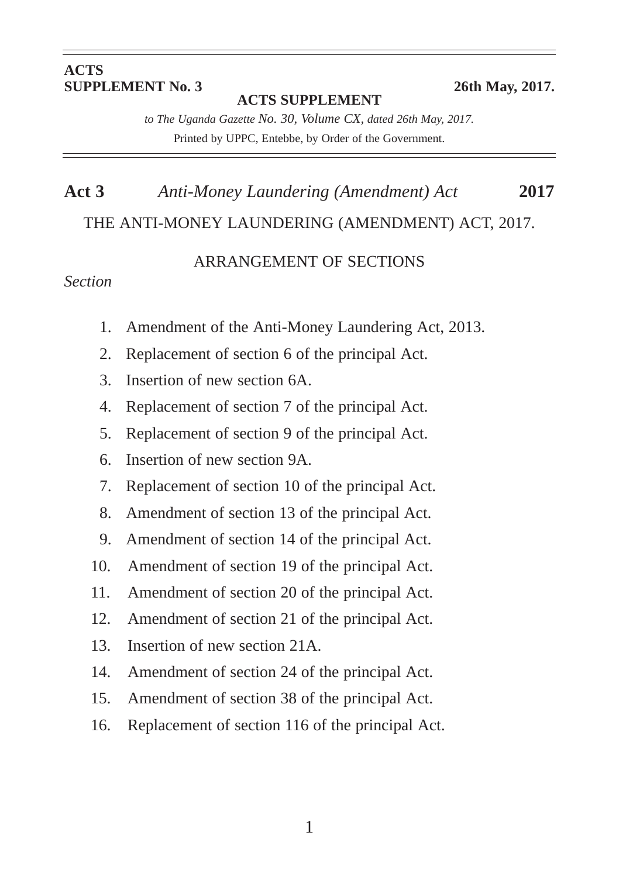**ACTS SUPPLEMENT No. 3** **26th May, 2017.**

**ACTS SUPPLEMENT**

*to The Uganda Gazette No. 30, Volume CX, dated 26th May, 2017.*

Printed by UPPC, Entebbe, by Order of the Government.

**Act 3** *Anti-Money Laundering (Amendment) Act* **2017**

# THE ANTI-MONEY LAUNDERING (AMENDMENT) ACT, 2017.

## ARRANGEMENT OF SECTIONS

*Section*

1. Amendment of the Anti-Money Laundering Act, 2013.
2. Replacement of section 6 of the principal Act.
3. Insertion of new section 6A.
4. Replacement of section 7 of the principal Act.
5. Replacement of section 9 of the principal Act.
6. Insertion of new section 9A.
7. Replacement of section 10 of the principal Act.
8. Amendment of section 13 of the principal Act.
9. Amendment of section 14 of the principal Act.
10. Amendment of section 19 of the principal Act.
11. Amendment of section 20 of the principal Act.
12. Amendment of section 21 of the principal Act.
13. Insertion of new section 21A.
14. Amendment of section 24 of the principal Act.
15. Amendment of section 38 of the principal Act.
16. Replacement of section 116 of the principal Act.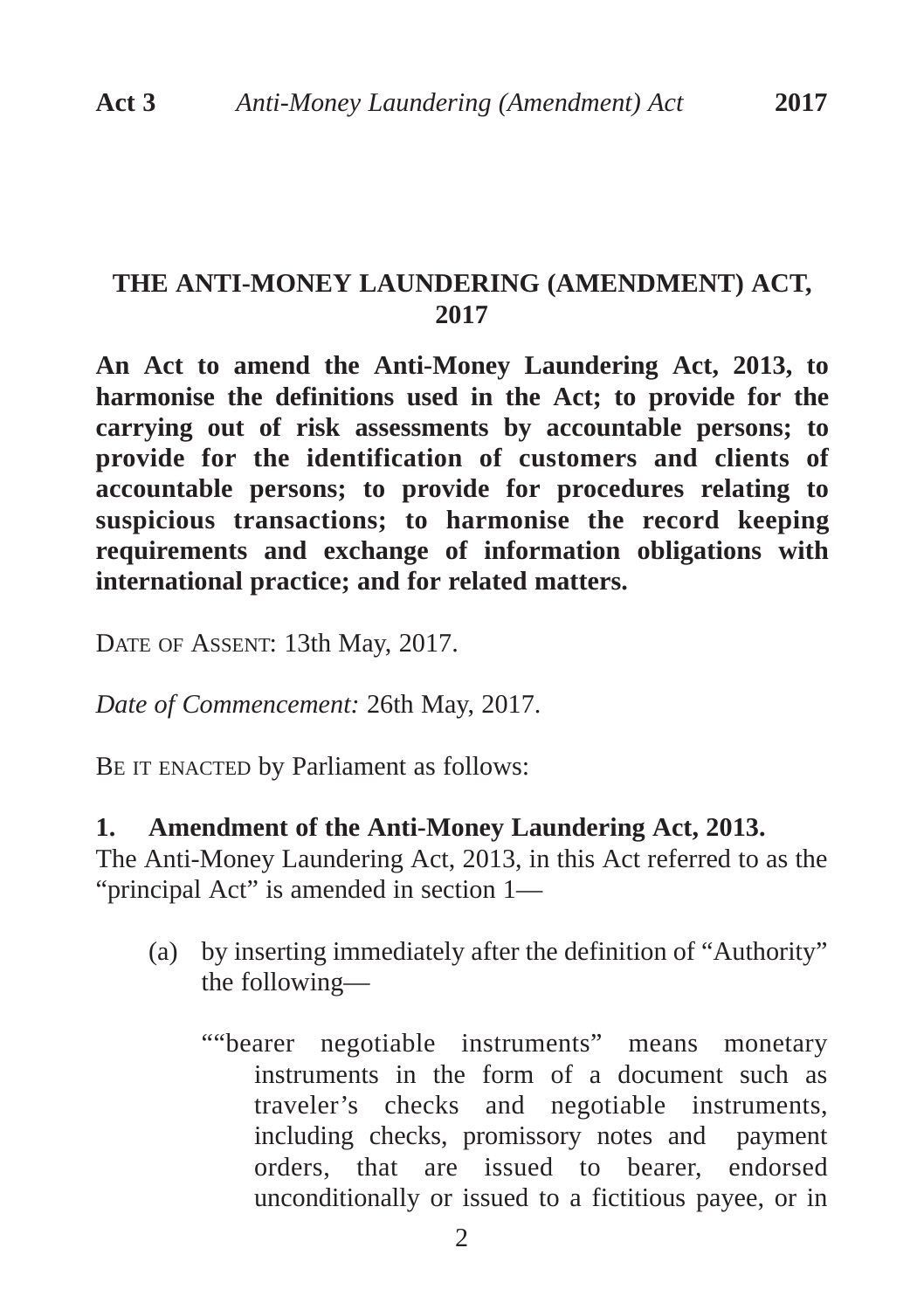# THE ANTI-MONEY LAUNDERING (AMENDMENT) ACT, 2017

**An Act to amend the Anti-Money Laundering Act, 2013, to harmonise the definitions used in the Act; to provide for the carrying out of risk assessments by accountable persons; to provide for the identification of customers and clients of accountable persons; to provide for procedures relating to suspicious transactions; to harmonise the record keeping requirements and exchange of information obligations with international practice; and for related matters.**

DATE OF ASSENT: 13th May, 2017.

*Date of Commencement:* 26th May, 2017.

BE IT ENACTED by Parliament as follows:

**1. Amendment of the Anti-Money Laundering Act, 2013.**

The Anti-Money Laundering Act, 2013, in this Act referred to as the "principal Act" is amended in section 1—

(a) by inserting immediately after the definition of "Authority" the following—

""bearer negotiable instruments" means monetary instruments in the form of a document such as traveler's checks and negotiable instruments, including checks, promissory notes and payment orders, that are issued to bearer, endorsed unconditionally or issued to a fictitious payee, or in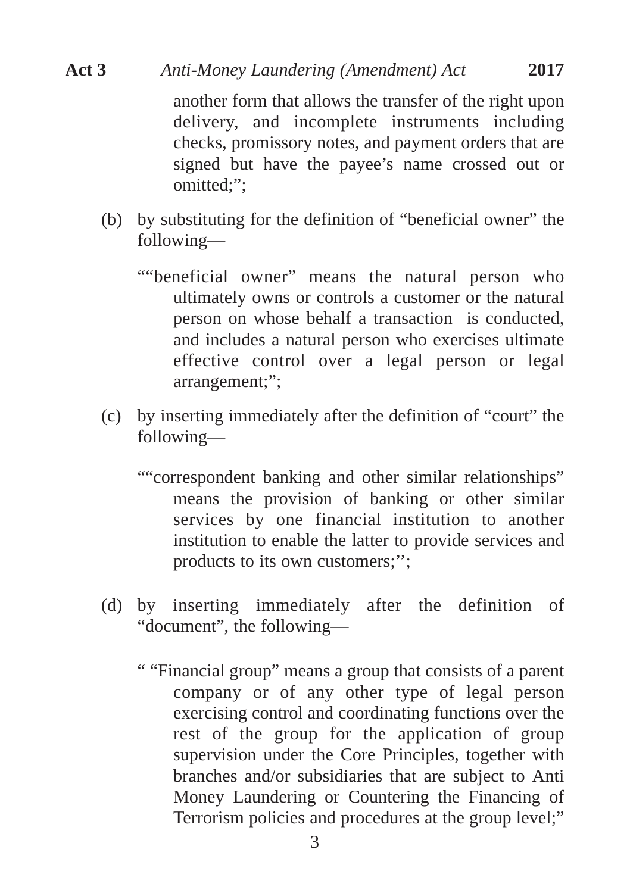another form that allows the transfer of the right upon delivery, and incomplete instruments including checks, promissory notes, and payment orders that are signed but have the payee's name crossed out or omitted;";

(b) by substituting for the definition of "beneficial owner" the following—

""beneficial owner" means the natural person who ultimately owns or controls a customer or the natural person on whose behalf a transaction is conducted, and includes a natural person who exercises ultimate effective control over a legal person or legal arrangement;";

(c) by inserting immediately after the definition of "court" the following—

""correspondent banking and other similar relationships" means the provision of banking or other similar services by one financial institution to another institution to enable the latter to provide services and products to its own customers;'';

(d) by inserting immediately after the definition of "document", the following—

" "Financial group" means a group that consists of a parent company or of any other type of legal person exercising control and coordinating functions over the rest of the group for the application of group supervision under the Core Principles, together with branches and/or subsidiaries that are subject to Anti Money Laundering or Countering the Financing of Terrorism policies and procedures at the group level;"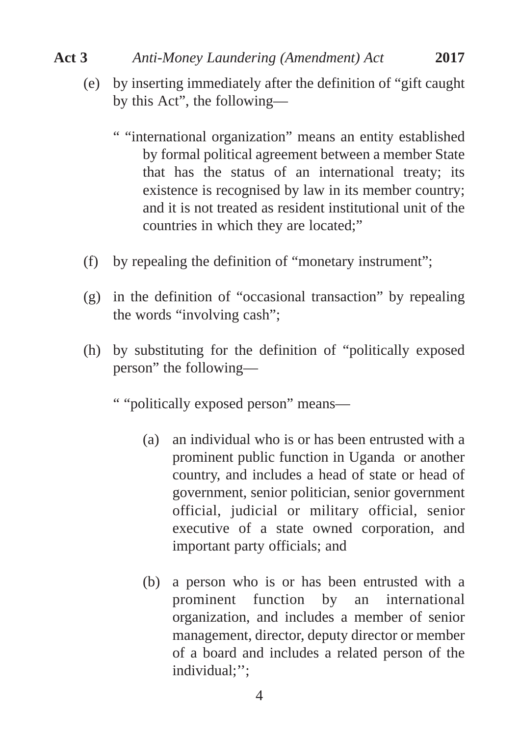(e) by inserting immediately after the definition of "gift caught by this Act", the following—

" "international organization" means an entity established by formal political agreement between a member State that has the status of an international treaty; its existence is recognised by law in its member country; and it is not treated as resident institutional unit of the countries in which they are located;"

(f) by repealing the definition of "monetary instrument";

(g) in the definition of "occasional transaction" by repealing the words "involving cash";

(h) by substituting for the definition of "politically exposed person" the following—

" "politically exposed person" means—

(a) an individual who is or has been entrusted with a prominent public function in Uganda or another country, and includes a head of state or head of government, senior politician, senior government official, judicial or military official, senior executive of a state owned corporation, and important party officials; and

(b) a person who is or has been entrusted with a prominent function by an international organization, and includes a member of senior management, director, deputy director or member of a board and includes a related person of the individual;'';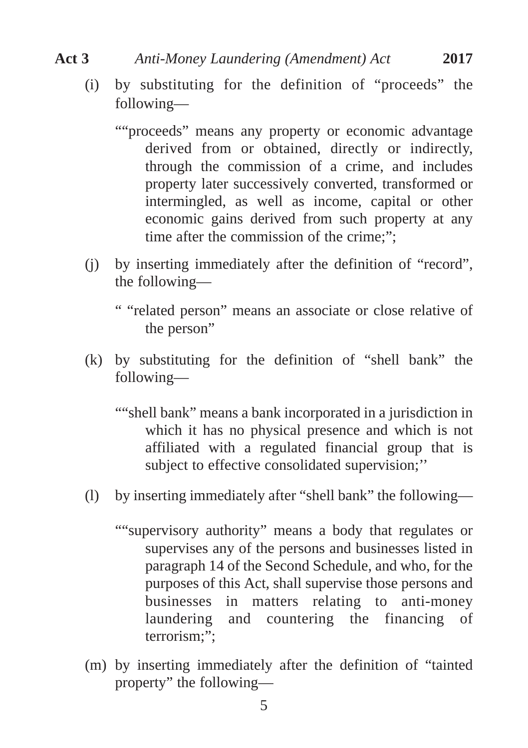(i) by substituting for the definition of "proceeds" the following—

""proceeds" means any property or economic advantage derived from or obtained, directly or indirectly, through the commission of a crime, and includes property later successively converted, transformed or intermingled, as well as income, capital or other economic gains derived from such property at any time after the commission of the crime;";

(j) by inserting immediately after the definition of "record", the following—

" "related person" means an associate or close relative of the person"

(k) by substituting for the definition of "shell bank" the following—

""shell bank" means a bank incorporated in a jurisdiction in which it has no physical presence and which is not affiliated with a regulated financial group that is subject to effective consolidated supervision;''

(l) by inserting immediately after "shell bank" the following—

""supervisory authority" means a body that regulates or supervises any of the persons and businesses listed in paragraph 14 of the Second Schedule, and who, for the purposes of this Act, shall supervise those persons and businesses in matters relating to anti-money laundering and countering the financing of terrorism;";

(m) by inserting immediately after the definition of "tainted property" the following—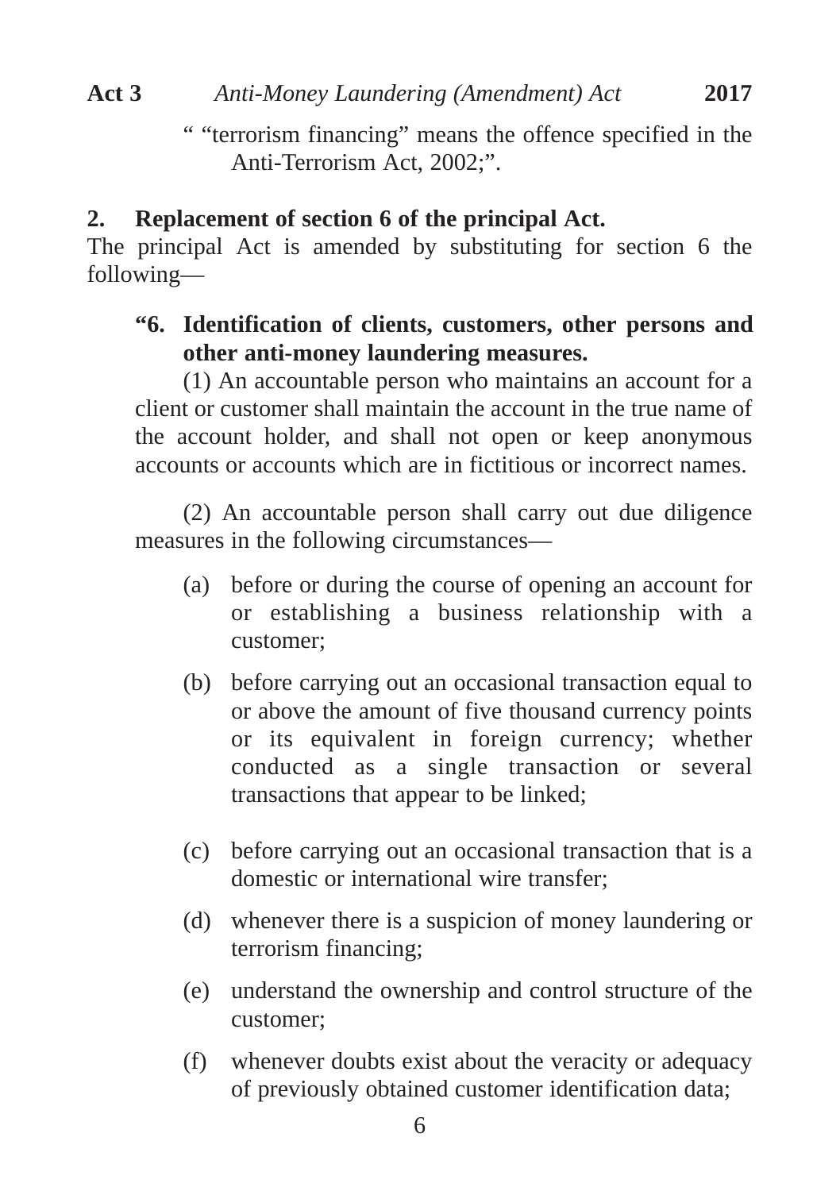" "terrorism financing" means the offence specified in the Anti-Terrorism Act, 2002;".

**2. Replacement of section 6 of the principal Act.**

The principal Act is amended by substituting for section 6 the following—

**"6. Identification of clients, customers, other persons and other anti-money laundering measures.**

(1) An accountable person who maintains an account for a client or customer shall maintain the account in the true name of the account holder, and shall not open or keep anonymous accounts or accounts which are in fictitious or incorrect names.

(2) An accountable person shall carry out due diligence measures in the following circumstances—

(a) before or during the course of opening an account for or establishing a business relationship with a customer;

(b) before carrying out an occasional transaction equal to or above the amount of five thousand currency points or its equivalent in foreign currency; whether conducted as a single transaction or several transactions that appear to be linked;

(c) before carrying out an occasional transaction that is a domestic or international wire transfer;

(d) whenever there is a suspicion of money laundering or terrorism financing;

(e) understand the ownership and control structure of the customer;

(f) whenever doubts exist about the veracity or adequacy of previously obtained customer identification data;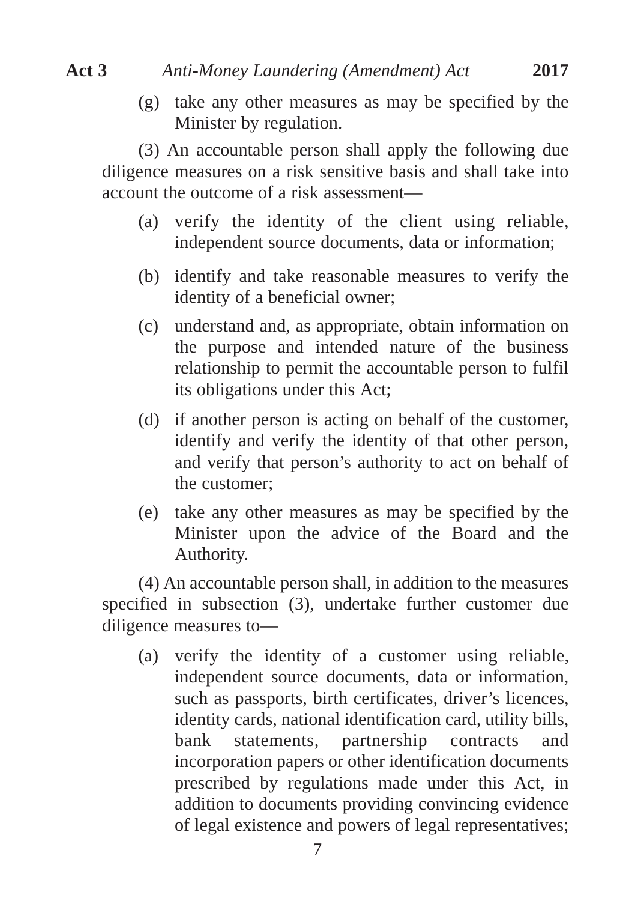(g) take any other measures as may be specified by the Minister by regulation.

(3) An accountable person shall apply the following due diligence measures on a risk sensitive basis and shall take into account the outcome of a risk assessment—

(a) verify the identity of the client using reliable, independent source documents, data or information;

(b) identify and take reasonable measures to verify the identity of a beneficial owner;

(c) understand and, as appropriate, obtain information on the purpose and intended nature of the business relationship to permit the accountable person to fulfil its obligations under this Act;

(d) if another person is acting on behalf of the customer, identify and verify the identity of that other person, and verify that person's authority to act on behalf of the customer;

(e) take any other measures as may be specified by the Minister upon the advice of the Board and the Authority.

(4) An accountable person shall, in addition to the measures specified in subsection (3), undertake further customer due diligence measures to—

(a) verify the identity of a customer using reliable, independent source documents, data or information, such as passports, birth certificates, driver's licences, identity cards, national identification card, utility bills, bank statements, partnership contracts and incorporation papers or other identification documents prescribed by regulations made under this Act, in addition to documents providing convincing evidence of legal existence and powers of legal representatives;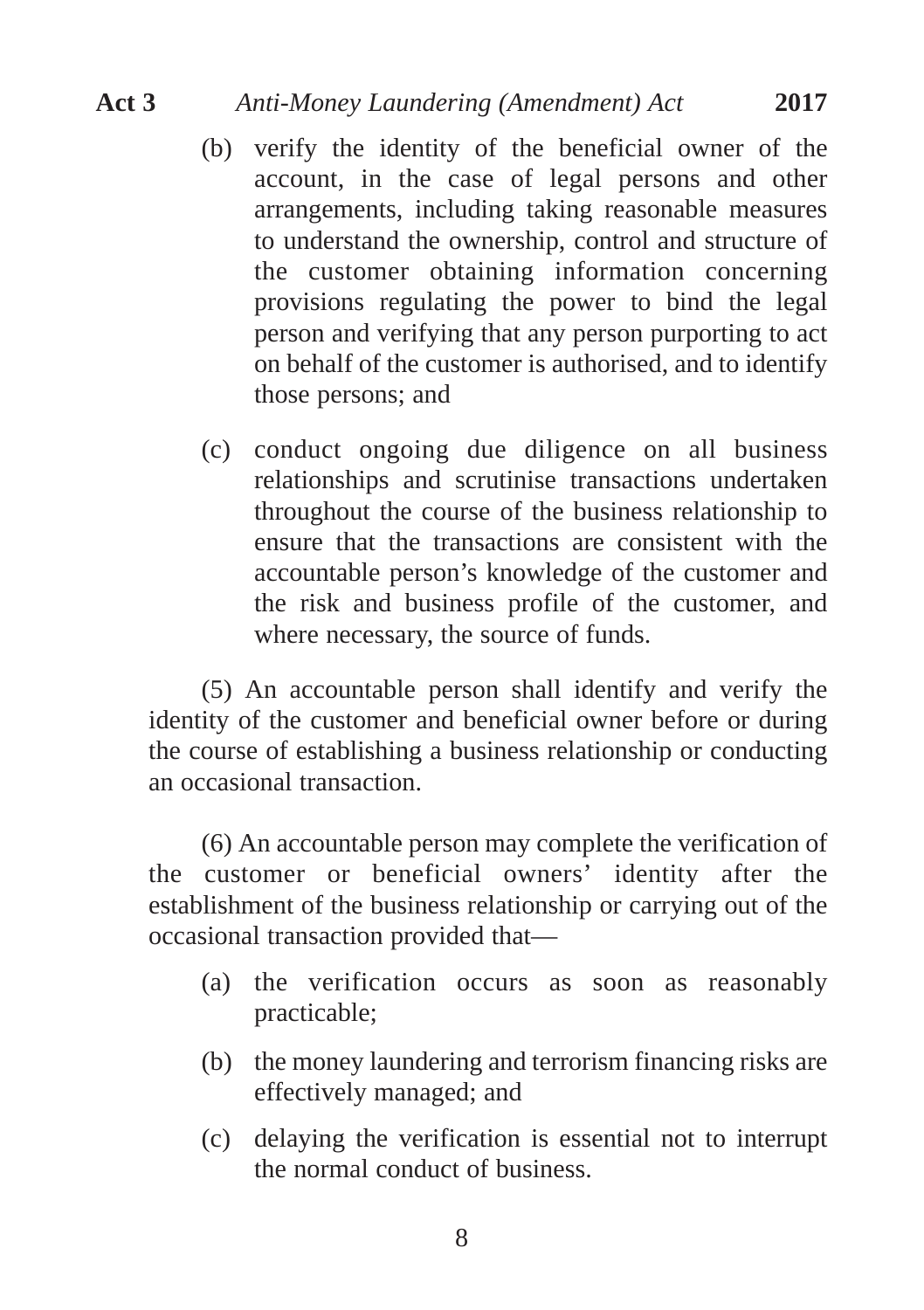(b) verify the identity of the beneficial owner of the account, in the case of legal persons and other arrangements, including taking reasonable measures to understand the ownership, control and structure of the customer obtaining information concerning provisions regulating the power to bind the legal person and verifying that any person purporting to act on behalf of the customer is authorised, and to identify those persons; and

(c) conduct ongoing due diligence on all business relationships and scrutinise transactions undertaken throughout the course of the business relationship to ensure that the transactions are consistent with the accountable person's knowledge of the customer and the risk and business profile of the customer, and where necessary, the source of funds.

(5) An accountable person shall identify and verify the identity of the customer and beneficial owner before or during the course of establishing a business relationship or conducting an occasional transaction.

(6) An accountable person may complete the verification of the customer or beneficial owners' identity after the establishment of the business relationship or carrying out of the occasional transaction provided that—

(a) the verification occurs as soon as reasonably practicable;

(b) the money laundering and terrorism financing risks are effectively managed; and

(c) delaying the verification is essential not to interrupt the normal conduct of business.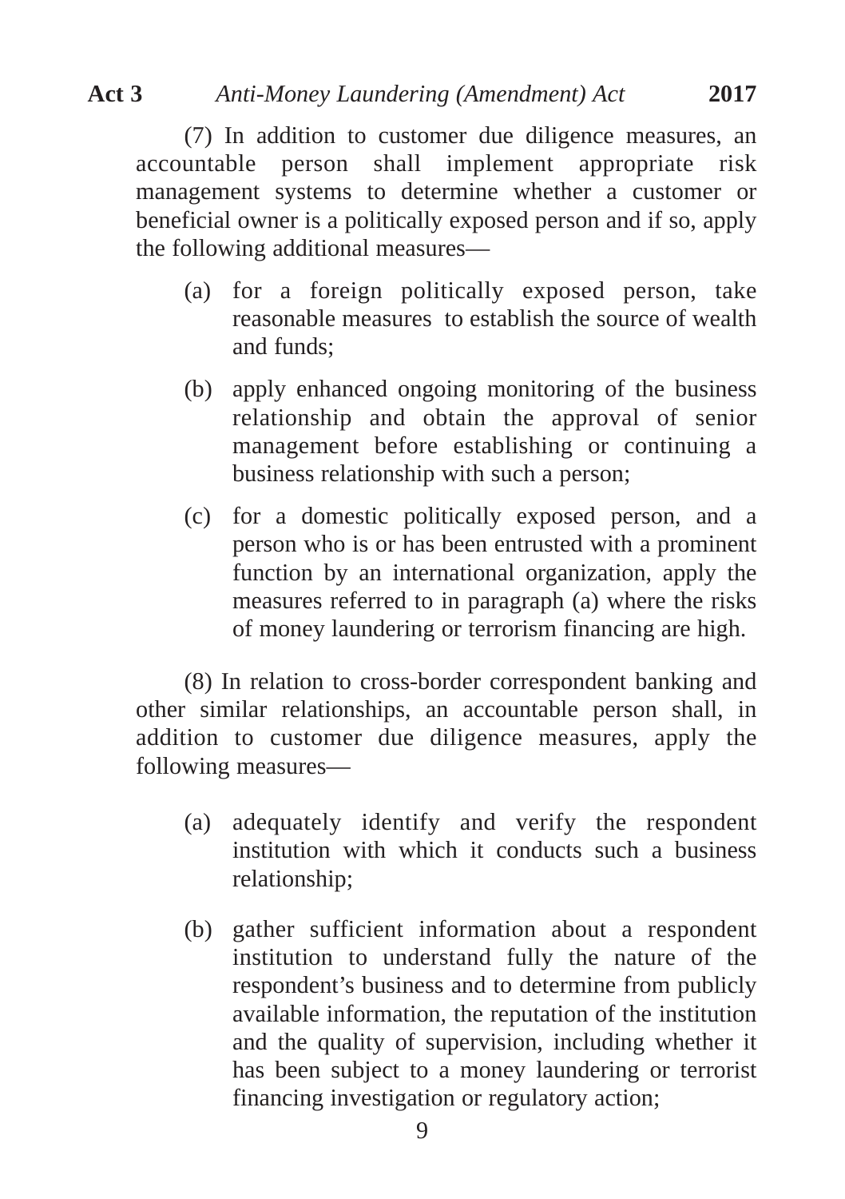(7) In addition to customer due diligence measures, an accountable person shall implement appropriate risk management systems to determine whether a customer or beneficial owner is a politically exposed person and if so, apply the following additional measures—

(a) for a foreign politically exposed person, take reasonable measures to establish the source of wealth and funds;

(b) apply enhanced ongoing monitoring of the business relationship and obtain the approval of senior management before establishing or continuing a business relationship with such a person;

(c) for a domestic politically exposed person, and a person who is or has been entrusted with a prominent function by an international organization, apply the measures referred to in paragraph (a) where the risks of money laundering or terrorism financing are high.

(8) In relation to cross-border correspondent banking and other similar relationships, an accountable person shall, in addition to customer due diligence measures, apply the following measures—

(a) adequately identify and verify the respondent institution with which it conducts such a business relationship;

(b) gather sufficient information about a respondent institution to understand fully the nature of the respondent's business and to determine from publicly available information, the reputation of the institution and the quality of supervision, including whether it has been subject to a money laundering or terrorist financing investigation or regulatory action;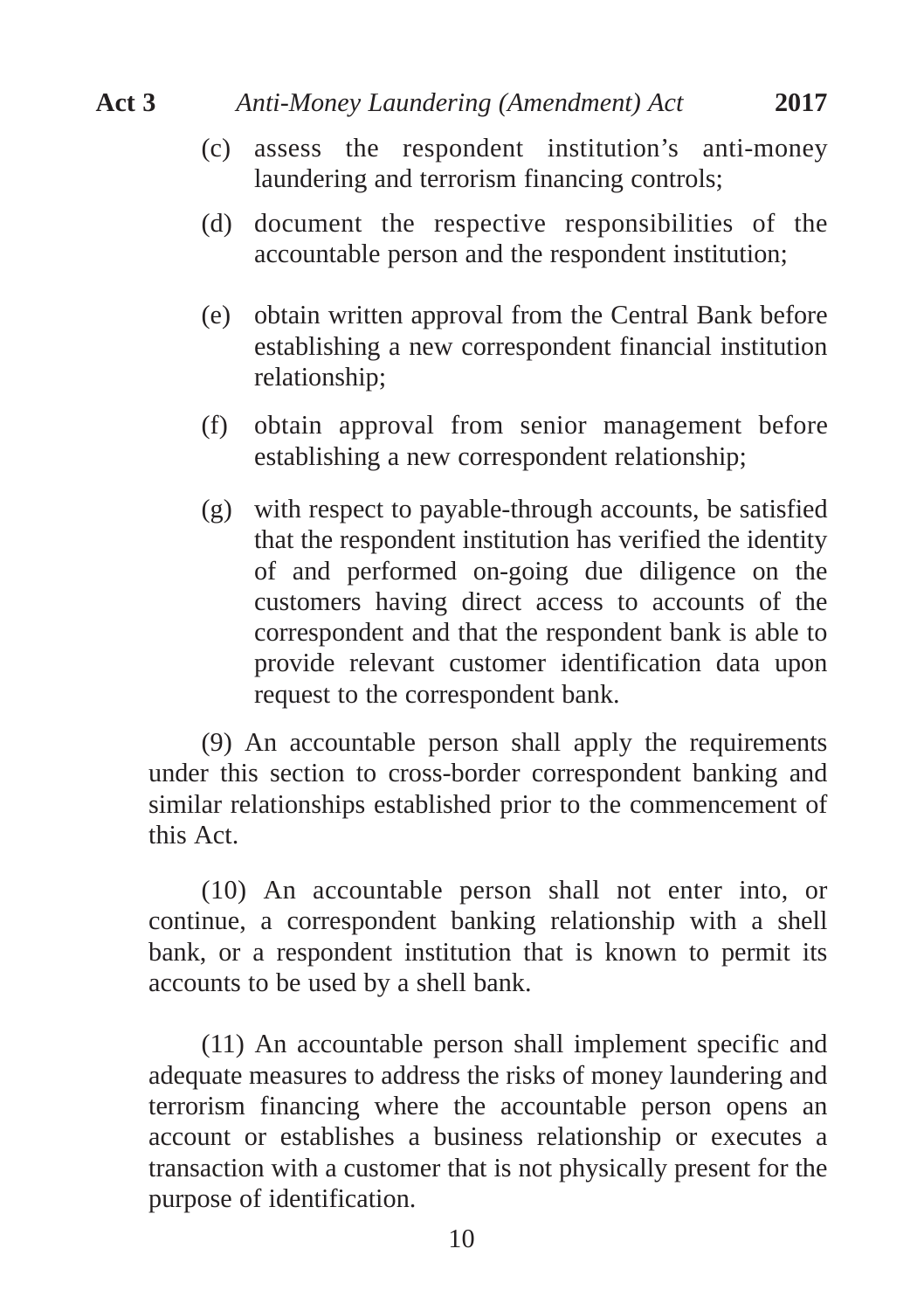(c) assess the respondent institution's anti-money laundering and terrorism financing controls;

(d) document the respective responsibilities of the accountable person and the respondent institution;

(e) obtain written approval from the Central Bank before establishing a new correspondent financial institution relationship;

(f) obtain approval from senior management before establishing a new correspondent relationship;

(g) with respect to payable-through accounts, be satisfied that the respondent institution has verified the identity of and performed on-going due diligence on the customers having direct access to accounts of the correspondent and that the respondent bank is able to provide relevant customer identification data upon request to the correspondent bank.

(9) An accountable person shall apply the requirements under this section to cross-border correspondent banking and similar relationships established prior to the commencement of this Act.

(10) An accountable person shall not enter into, or continue, a correspondent banking relationship with a shell bank, or a respondent institution that is known to permit its accounts to be used by a shell bank.

(11) An accountable person shall implement specific and adequate measures to address the risks of money laundering and terrorism financing where the accountable person opens an account or establishes a business relationship or executes a transaction with a customer that is not physically present for the purpose of identification.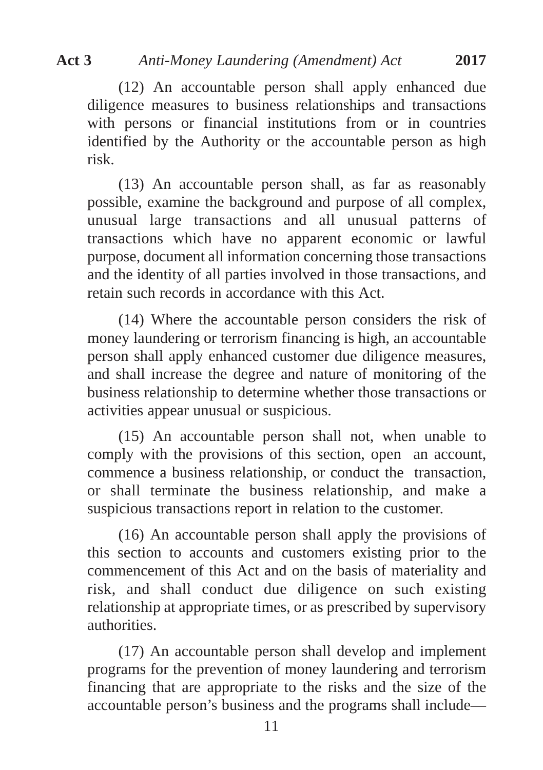(12) An accountable person shall apply enhanced due diligence measures to business relationships and transactions with persons or financial institutions from or in countries identified by the Authority or the accountable person as high risk.

(13) An accountable person shall, as far as reasonably possible, examine the background and purpose of all complex, unusual large transactions and all unusual patterns of transactions which have no apparent economic or lawful purpose, document all information concerning those transactions and the identity of all parties involved in those transactions, and retain such records in accordance with this Act.

(14) Where the accountable person considers the risk of money laundering or terrorism financing is high, an accountable person shall apply enhanced customer due diligence measures, and shall increase the degree and nature of monitoring of the business relationship to determine whether those transactions or activities appear unusual or suspicious.

(15) An accountable person shall not, when unable to comply with the provisions of this section, open an account, commence a business relationship, or conduct the transaction, or shall terminate the business relationship, and make a suspicious transactions report in relation to the customer.

(16) An accountable person shall apply the provisions of this section to accounts and customers existing prior to the commencement of this Act and on the basis of materiality and risk, and shall conduct due diligence on such existing relationship at appropriate times, or as prescribed by supervisory authorities.

(17) An accountable person shall develop and implement programs for the prevention of money laundering and terrorism financing that are appropriate to the risks and the size of the accountable person's business and the programs shall include—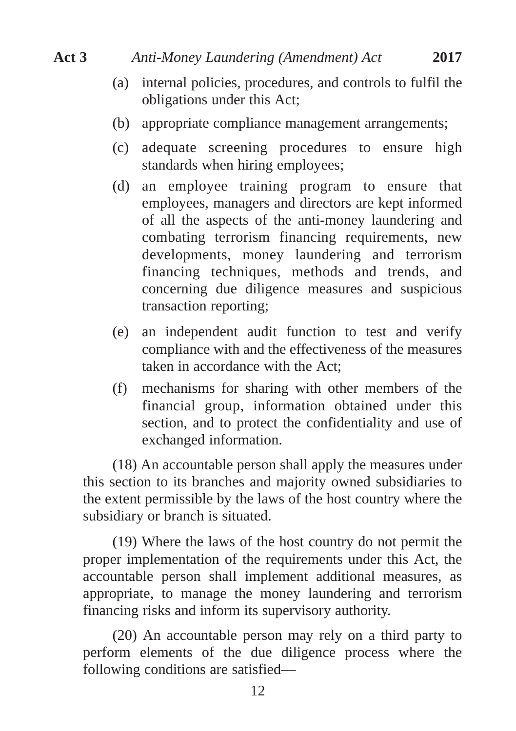(a) internal policies, procedures, and controls to fulfil the obligations under this Act;

(b) appropriate compliance management arrangements;

(c) adequate screening procedures to ensure high standards when hiring employees;

(d) an employee training program to ensure that employees, managers and directors are kept informed of all the aspects of the anti-money laundering and combating terrorism financing requirements, new developments, money laundering and terrorism financing techniques, methods and trends, and concerning due diligence measures and suspicious transaction reporting;

(e) an independent audit function to test and verify compliance with and the effectiveness of the measures taken in accordance with the Act;

(f) mechanisms for sharing with other members of the financial group, information obtained under this section, and to protect the confidentiality and use of exchanged information.

(18) An accountable person shall apply the measures under this section to its branches and majority owned subsidiaries to the extent permissible by the laws of the host country where the subsidiary or branch is situated.

(19) Where the laws of the host country do not permit the proper implementation of the requirements under this Act, the accountable person shall implement additional measures, as appropriate, to manage the money laundering and terrorism financing risks and inform its supervisory authority.

(20) An accountable person may rely on a third party to perform elements of the due diligence process where the following conditions are satisfied—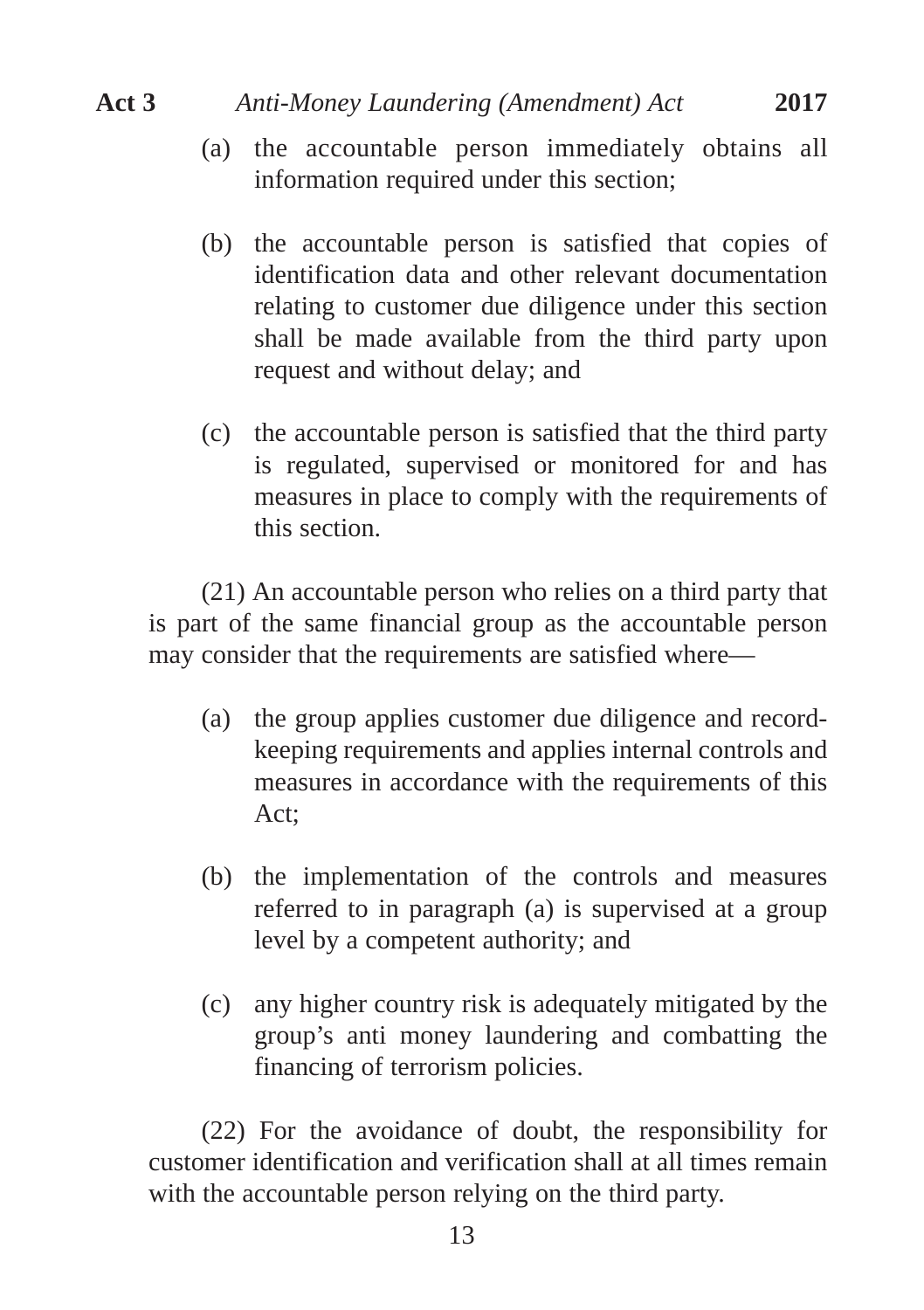(a) the accountable person immediately obtains all information required under this section;

(b) the accountable person is satisfied that copies of identification data and other relevant documentation relating to customer due diligence under this section shall be made available from the third party upon request and without delay; and

(c) the accountable person is satisfied that the third party is regulated, supervised or monitored for and has measures in place to comply with the requirements of this section.

(21) An accountable person who relies on a third party that is part of the same financial group as the accountable person may consider that the requirements are satisfied where—

(a) the group applies customer due diligence and record-keeping requirements and applies internal controls and measures in accordance with the requirements of this Act;

(b) the implementation of the controls and measures referred to in paragraph (a) is supervised at a group level by a competent authority; and

(c) any higher country risk is adequately mitigated by the group's anti money laundering and combatting the financing of terrorism policies.

(22) For the avoidance of doubt, the responsibility for customer identification and verification shall at all times remain with the accountable person relying on the third party.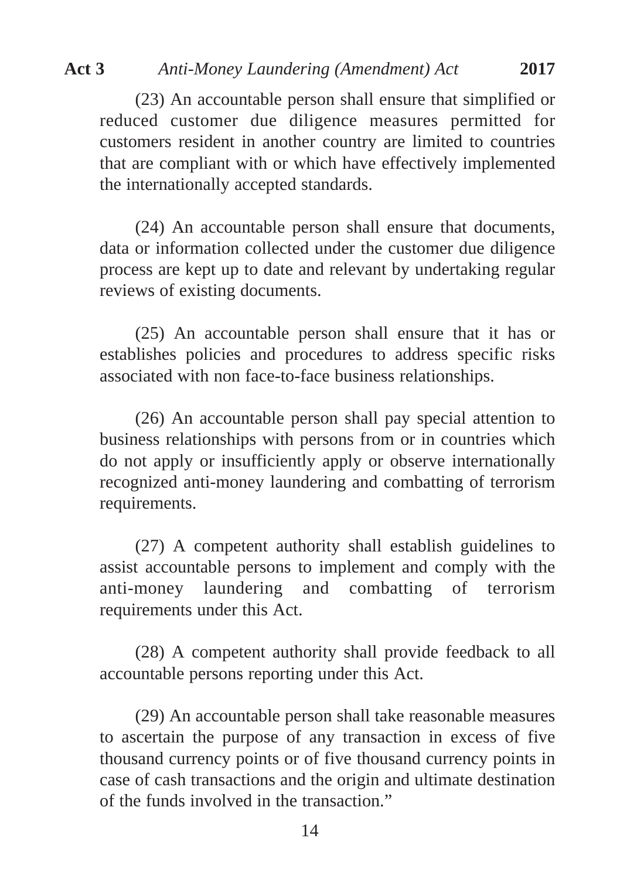(23) An accountable person shall ensure that simplified or reduced customer due diligence measures permitted for customers resident in another country are limited to countries that are compliant with or which have effectively implemented the internationally accepted standards.

(24) An accountable person shall ensure that documents, data or information collected under the customer due diligence process are kept up to date and relevant by undertaking regular reviews of existing documents.

(25) An accountable person shall ensure that it has or establishes policies and procedures to address specific risks associated with non face-to-face business relationships.

(26) An accountable person shall pay special attention to business relationships with persons from or in countries which do not apply or insufficiently apply or observe internationally recognized anti-money laundering and combatting of terrorism requirements.

(27) A competent authority shall establish guidelines to assist accountable persons to implement and comply with the anti-money laundering and combatting of terrorism requirements under this Act.

(28) A competent authority shall provide feedback to all accountable persons reporting under this Act.

(29) An accountable person shall take reasonable measures to ascertain the purpose of any transaction in excess of five thousand currency points or of five thousand currency points in case of cash transactions and the origin and ultimate destination of the funds involved in the transaction."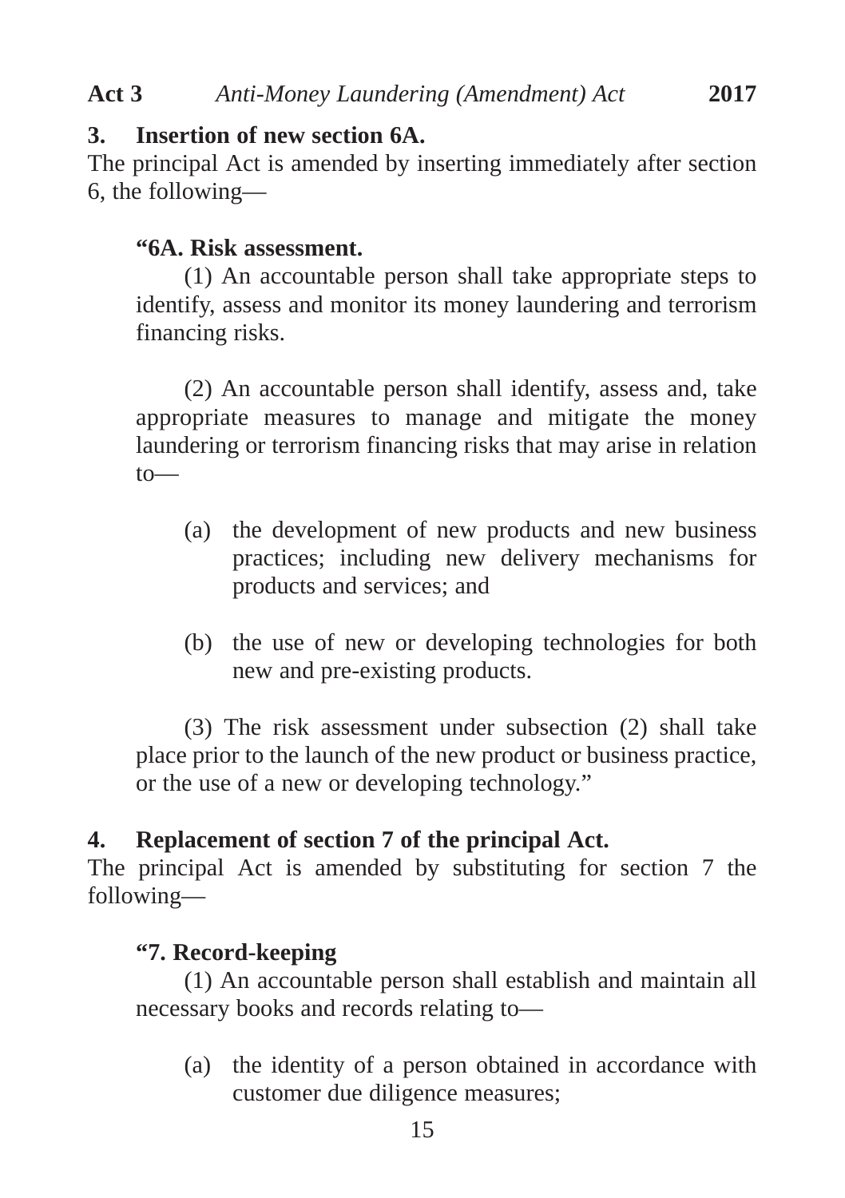**3. Insertion of new section 6A.**

The principal Act is amended by inserting immediately after section 6, the following—

> **"6A. Risk assessment.**
>
> (1) An accountable person shall take appropriate steps to identify, assess and monitor its money laundering and terrorism financing risks.
>
> (2) An accountable person shall identify, assess and, take appropriate measures to manage and mitigate the money laundering or terrorism financing risks that may arise in relation to—
>
> (a) the development of new products and new business practices; including new delivery mechanisms for products and services; and
>
> (b) the use of new or developing technologies for both new and pre-existing products.
>
> (3) The risk assessment under subsection (2) shall take place prior to the launch of the new product or business practice, or the use of a new or developing technology."

**4. Replacement of section 7 of the principal Act.**

The principal Act is amended by substituting for section 7 the following—

> **"7. Record-keeping**
>
> (1) An accountable person shall establish and maintain all necessary books and records relating to—
>
> (a) the identity of a person obtained in accordance with customer due diligence measures;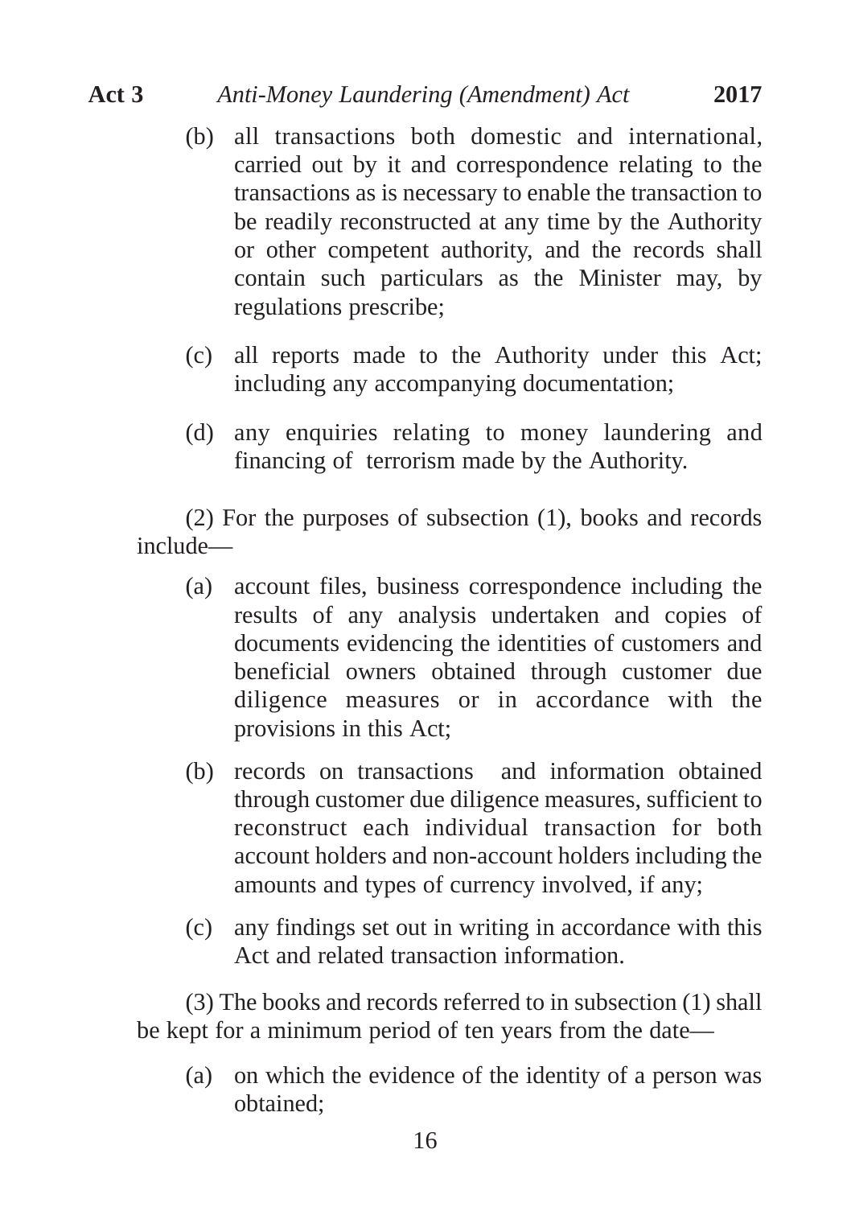(b) all transactions both domestic and international, carried out by it and correspondence relating to the transactions as is necessary to enable the transaction to be readily reconstructed at any time by the Authority or other competent authority, and the records shall contain such particulars as the Minister may, by regulations prescribe;

(c) all reports made to the Authority under this Act; including any accompanying documentation;

(d) any enquiries relating to money laundering and financing of terrorism made by the Authority.

(2) For the purposes of subsection (1), books and records include—

(a) account files, business correspondence including the results of any analysis undertaken and copies of documents evidencing the identities of customers and beneficial owners obtained through customer due diligence measures or in accordance with the provisions in this Act;

(b) records on transactions and information obtained through customer due diligence measures, sufficient to reconstruct each individual transaction for both account holders and non-account holders including the amounts and types of currency involved, if any;

(c) any findings set out in writing in accordance with this Act and related transaction information.

(3) The books and records referred to in subsection (1) shall be kept for a minimum period of ten years from the date—

(a) on which the evidence of the identity of a person was obtained;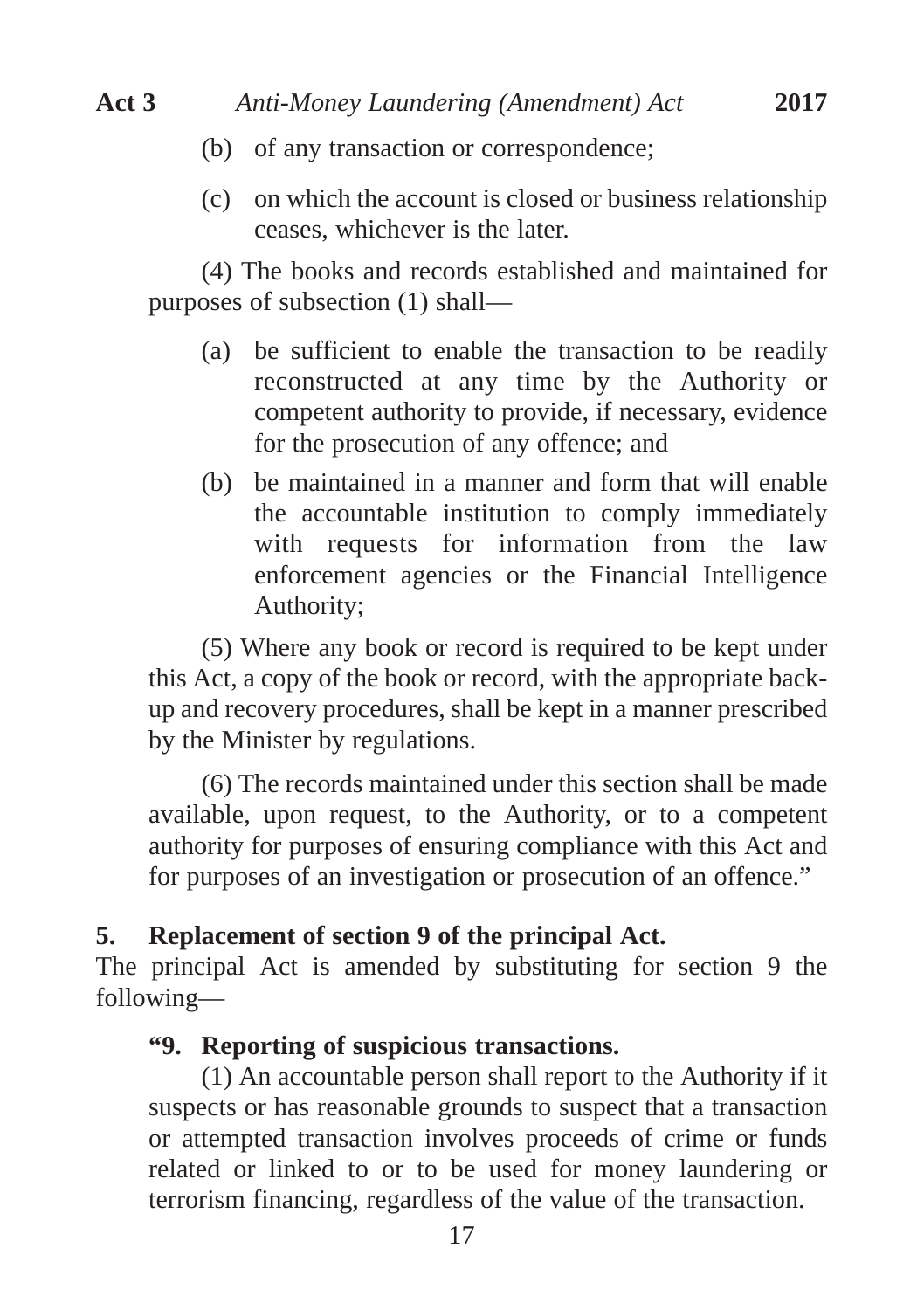(b) of any transaction or correspondence;

(c) on which the account is closed or business relationship ceases, whichever is the later.

(4) The books and records established and maintained for purposes of subsection (1) shall—

(a) be sufficient to enable the transaction to be readily reconstructed at any time by the Authority or competent authority to provide, if necessary, evidence for the prosecution of any offence; and

(b) be maintained in a manner and form that will enable the accountable institution to comply immediately with requests for information from the law enforcement agencies or the Financial Intelligence Authority;

(5) Where any book or record is required to be kept under this Act, a copy of the book or record, with the appropriate back-up and recovery procedures, shall be kept in a manner prescribed by the Minister by regulations.

(6) The records maintained under this section shall be made available, upon request, to the Authority, or to a competent authority for purposes of ensuring compliance with this Act and for purposes of an investigation or prosecution of an offence."

**5. Replacement of section 9 of the principal Act.**

The principal Act is amended by substituting for section 9 the following—

**"9. Reporting of suspicious transactions.**

(1) An accountable person shall report to the Authority if it suspects or has reasonable grounds to suspect that a transaction or attempted transaction involves proceeds of crime or funds related or linked to or to be used for money laundering or terrorism financing, regardless of the value of the transaction.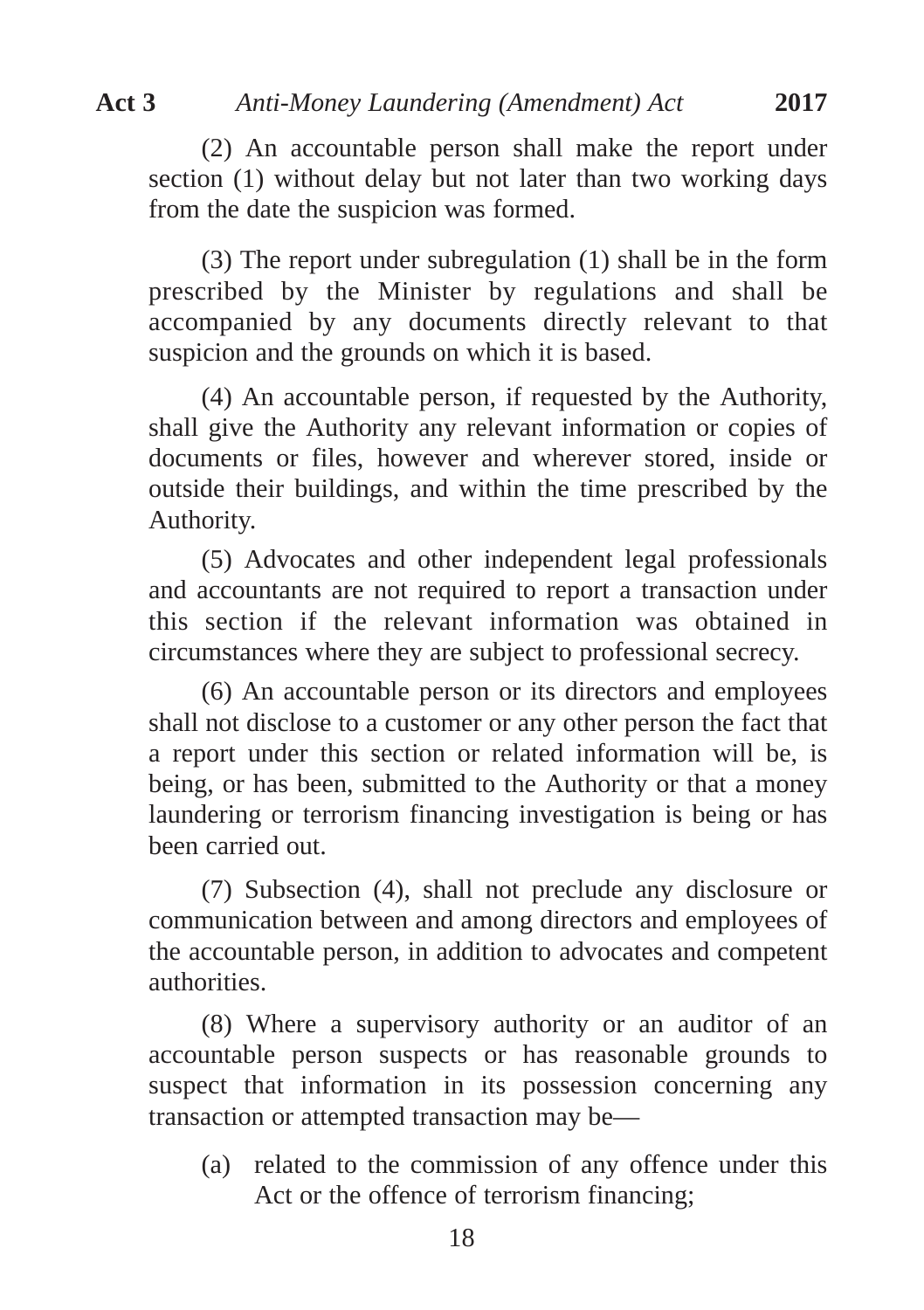(2) An accountable person shall make the report under section (1) without delay but not later than two working days from the date the suspicion was formed.

(3) The report under subregulation (1) shall be in the form prescribed by the Minister by regulations and shall be accompanied by any documents directly relevant to that suspicion and the grounds on which it is based.

(4) An accountable person, if requested by the Authority, shall give the Authority any relevant information or copies of documents or files, however and wherever stored, inside or outside their buildings, and within the time prescribed by the Authority.

(5) Advocates and other independent legal professionals and accountants are not required to report a transaction under this section if the relevant information was obtained in circumstances where they are subject to professional secrecy.

(6) An accountable person or its directors and employees shall not disclose to a customer or any other person the fact that a report under this section or related information will be, is being, or has been, submitted to the Authority or that a money laundering or terrorism financing investigation is being or has been carried out.

(7) Subsection (4), shall not preclude any disclosure or communication between and among directors and employees of the accountable person, in addition to advocates and competent authorities.

(8) Where a supervisory authority or an auditor of an accountable person suspects or has reasonable grounds to suspect that information in its possession concerning any transaction or attempted transaction may be—

(a) related to the commission of any offence under this Act or the offence of terrorism financing;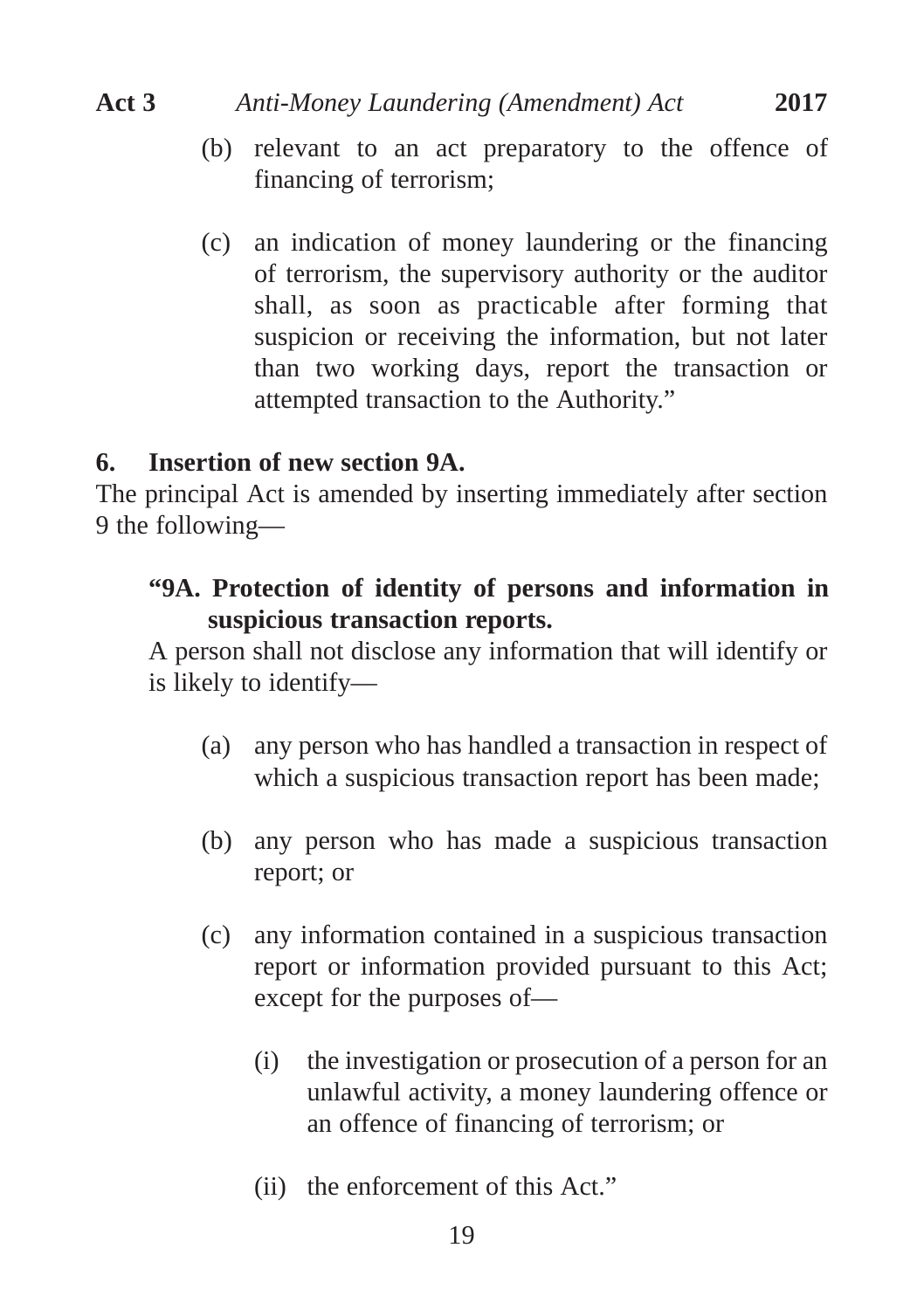(b) relevant to an act preparatory to the offence of financing of terrorism;

(c) an indication of money laundering or the financing of terrorism, the supervisory authority or the auditor shall, as soon as practicable after forming that suspicion or receiving the information, but not later than two working days, report the transaction or attempted transaction to the Authority."

**6. Insertion of new section 9A.**

The principal Act is amended by inserting immediately after section 9 the following—

**"9A. Protection of identity of persons and information in suspicious transaction reports.**

A person shall not disclose any information that will identify or is likely to identify—

(a) any person who has handled a transaction in respect of which a suspicious transaction report has been made;

(b) any person who has made a suspicious transaction report; or

(c) any information contained in a suspicious transaction report or information provided pursuant to this Act; except for the purposes of—

(i) the investigation or prosecution of a person for an unlawful activity, a money laundering offence or an offence of financing of terrorism; or

(ii) the enforcement of this Act."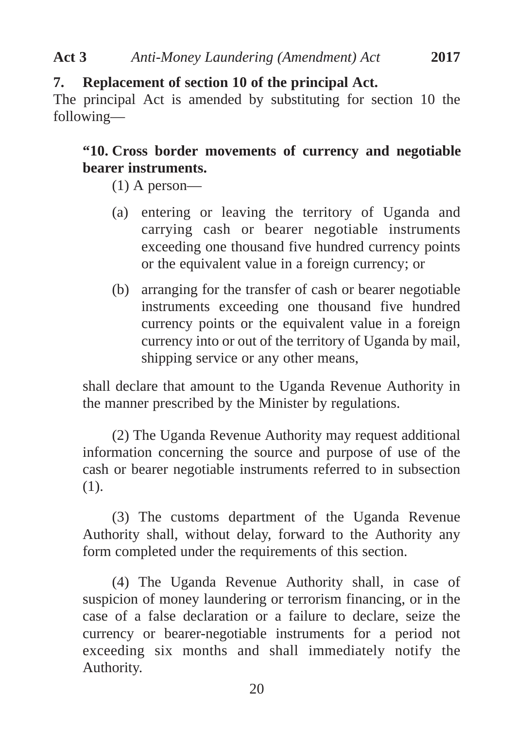**7. Replacement of section 10 of the principal Act.**

The principal Act is amended by substituting for section 10 the following—

**"10. Cross border movements of currency and negotiable bearer instruments.**

(1) A person—

(a) entering or leaving the territory of Uganda and carrying cash or bearer negotiable instruments exceeding one thousand five hundred currency points or the equivalent value in a foreign currency; or

(b) arranging for the transfer of cash or bearer negotiable instruments exceeding one thousand five hundred currency points or the equivalent value in a foreign currency into or out of the territory of Uganda by mail, shipping service or any other means,

shall declare that amount to the Uganda Revenue Authority in the manner prescribed by the Minister by regulations.

(2) The Uganda Revenue Authority may request additional information concerning the source and purpose of use of the cash or bearer negotiable instruments referred to in subsection (1).

(3) The customs department of the Uganda Revenue Authority shall, without delay, forward to the Authority any form completed under the requirements of this section.

(4) The Uganda Revenue Authority shall, in case of suspicion of money laundering or terrorism financing, or in the case of a false declaration or a failure to declare, seize the currency or bearer-negotiable instruments for a period not exceeding six months and shall immediately notify the Authority.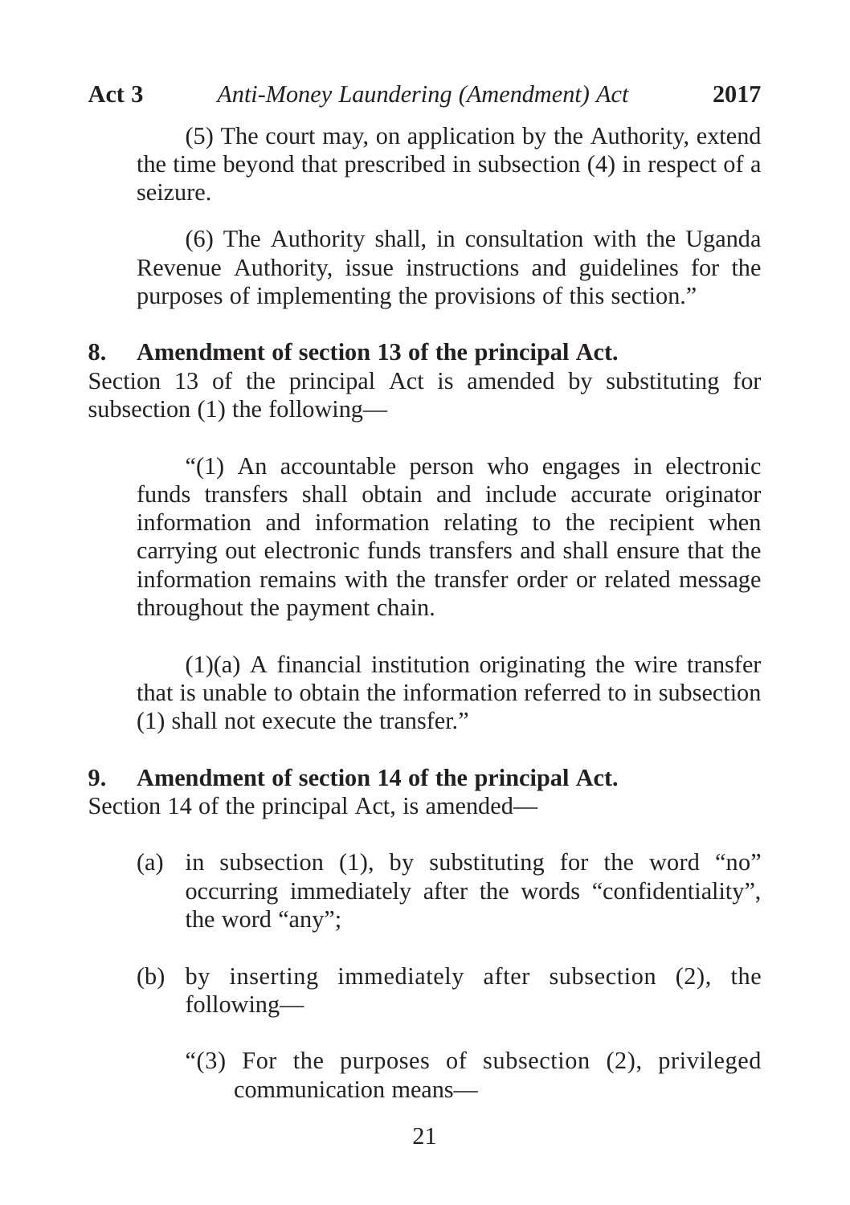(5) The court may, on application by the Authority, extend the time beyond that prescribed in subsection (4) in respect of a seizure.

(6) The Authority shall, in consultation with the Uganda Revenue Authority, issue instructions and guidelines for the purposes of implementing the provisions of this section."

**8. Amendment of section 13 of the principal Act.**

Section 13 of the principal Act is amended by substituting for subsection (1) the following—

"(1) An accountable person who engages in electronic funds transfers shall obtain and include accurate originator information and information relating to the recipient when carrying out electronic funds transfers and shall ensure that the information remains with the transfer order or related message throughout the payment chain.

(1)(a) A financial institution originating the wire transfer that is unable to obtain the information referred to in subsection (1) shall not execute the transfer."

**9. Amendment of section 14 of the principal Act.**

Section 14 of the principal Act, is amended—

(a) in subsection (1), by substituting for the word "no" occurring immediately after the words "confidentiality", the word "any";

(b) by inserting immediately after subsection (2), the following—

"(3) For the purposes of subsection (2), privileged communication means—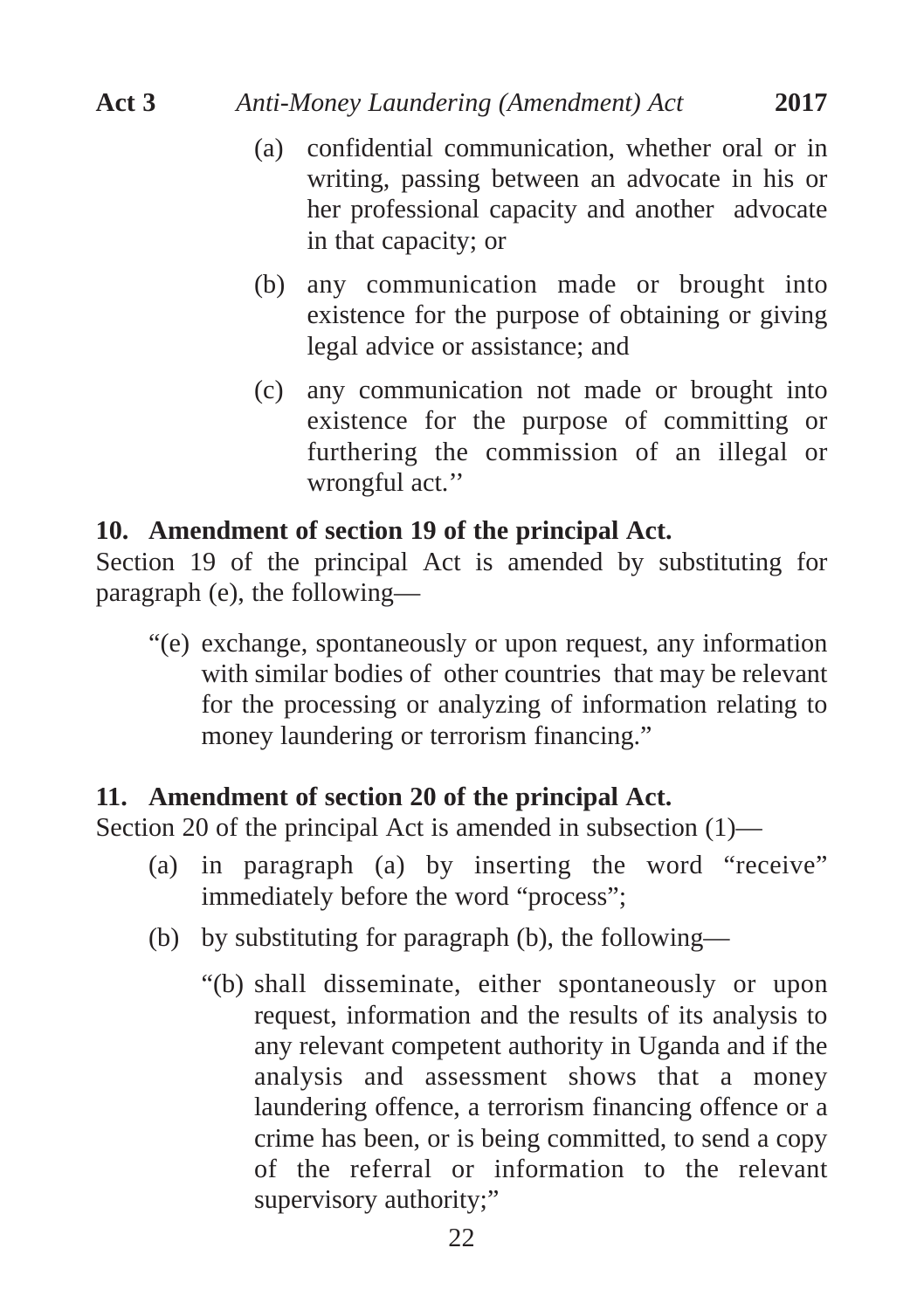(a) confidential communication, whether oral or in writing, passing between an advocate in his or her professional capacity and another advocate in that capacity; or

(b) any communication made or brought into existence for the purpose of obtaining or giving legal advice or assistance; and

(c) any communication not made or brought into existence for the purpose of committing or furthering the commission of an illegal or wrongful act.''

**10. Amendment of section 19 of the principal Act.**

Section 19 of the principal Act is amended by substituting for paragraph (e), the following—

> "(e) exchange, spontaneously or upon request, any information with similar bodies of other countries that may be relevant for the processing or analyzing of information relating to money laundering or terrorism financing."

**11. Amendment of section 20 of the principal Act.**

Section 20 of the principal Act is amended in subsection (1)—

(a) in paragraph (a) by inserting the word "receive" immediately before the word "process";

(b) by substituting for paragraph (b), the following—

> "(b) shall disseminate, either spontaneously or upon request, information and the results of its analysis to any relevant competent authority in Uganda and if the analysis and assessment shows that a money laundering offence, a terrorism financing offence or a crime has been, or is being committed, to send a copy of the referral or information to the relevant supervisory authority;"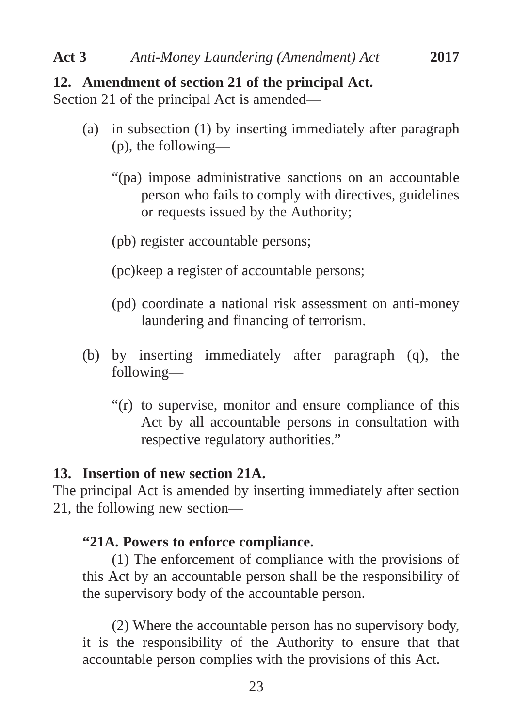## 12. Amendment of section 21 of the principal Act.

Section 21 of the principal Act is amended—

(a) in subsection (1) by inserting immediately after paragraph (p), the following—

"(pa) impose administrative sanctions on an accountable person who fails to comply with directives, guidelines or requests issued by the Authority;

(pb) register accountable persons;

(pc)keep a register of accountable persons;

(pd) coordinate a national risk assessment on anti-money laundering and financing of terrorism.

(b) by inserting immediately after paragraph (q), the following—

"(r) to supervise, monitor and ensure compliance of this Act by all accountable persons in consultation with respective regulatory authorities."

## 13. Insertion of new section 21A.

The principal Act is amended by inserting immediately after section 21, the following new section—

**"21A. Powers to enforce compliance.**

(1) The enforcement of compliance with the provisions of this Act by an accountable person shall be the responsibility of the supervisory body of the accountable person.

(2) Where the accountable person has no supervisory body, it is the responsibility of the Authority to ensure that that accountable person complies with the provisions of this Act.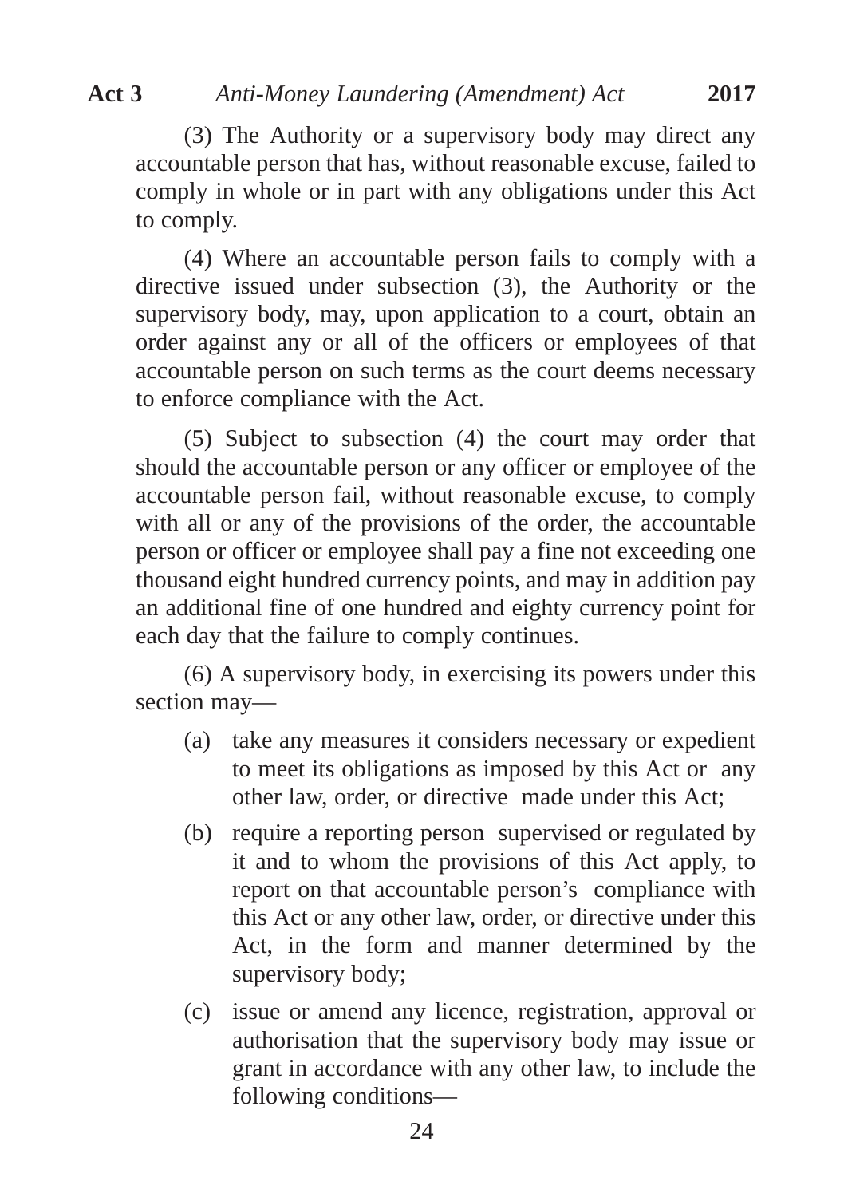(3) The Authority or a supervisory body may direct any accountable person that has, without reasonable excuse, failed to comply in whole or in part with any obligations under this Act to comply.

(4) Where an accountable person fails to comply with a directive issued under subsection (3), the Authority or the supervisory body, may, upon application to a court, obtain an order against any or all of the officers or employees of that accountable person on such terms as the court deems necessary to enforce compliance with the Act.

(5) Subject to subsection (4) the court may order that should the accountable person or any officer or employee of the accountable person fail, without reasonable excuse, to comply with all or any of the provisions of the order, the accountable person or officer or employee shall pay a fine not exceeding one thousand eight hundred currency points, and may in addition pay an additional fine of one hundred and eighty currency point for each day that the failure to comply continues.

(6) A supervisory body, in exercising its powers under this section may—

(a) take any measures it considers necessary or expedient to meet its obligations as imposed by this Act or any other law, order, or directive made under this Act;

(b) require a reporting person supervised or regulated by it and to whom the provisions of this Act apply, to report on that accountable person's compliance with this Act or any other law, order, or directive under this Act, in the form and manner determined by the supervisory body;

(c) issue or amend any licence, registration, approval or authorisation that the supervisory body may issue or grant in accordance with any other law, to include the following conditions—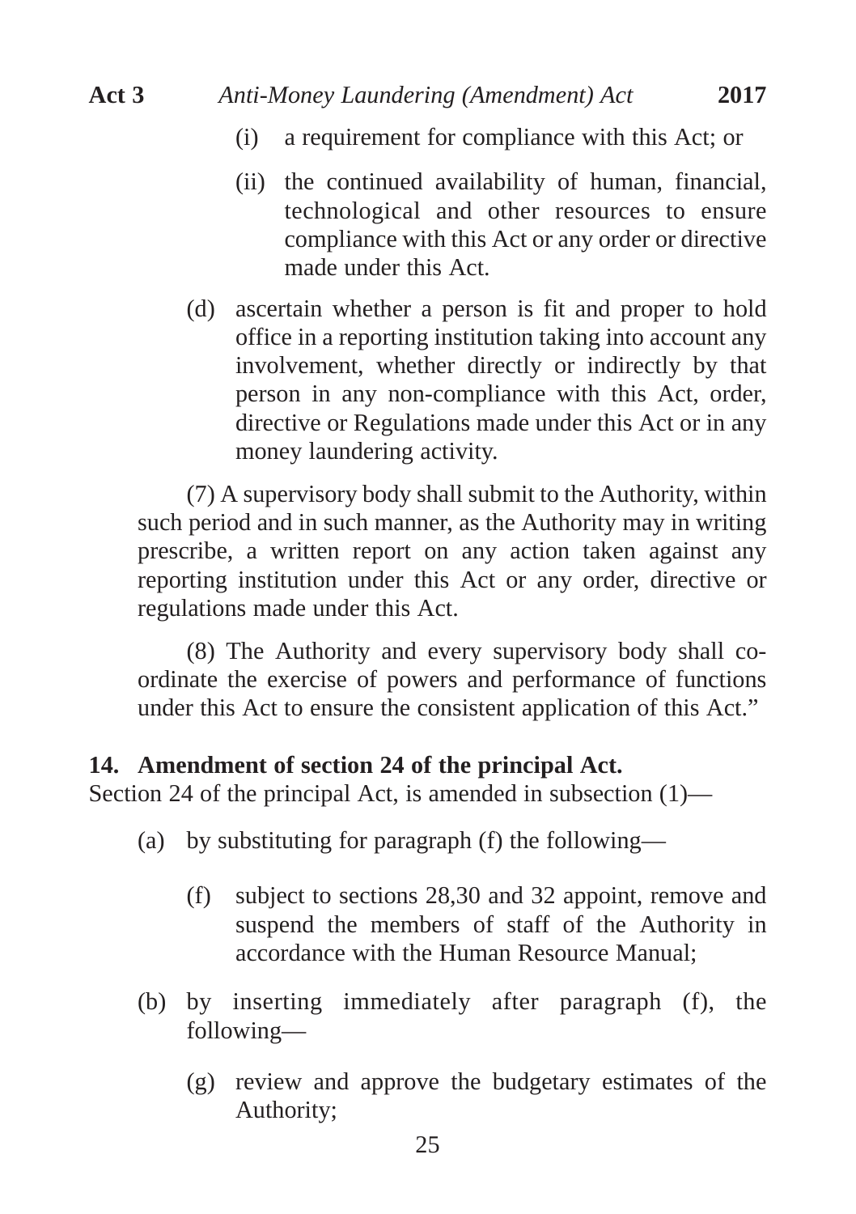(i) a requirement for compliance with this Act; or

(ii) the continued availability of human, financial, technological and other resources to ensure compliance with this Act or any order or directive made under this Act.

(d) ascertain whether a person is fit and proper to hold office in a reporting institution taking into account any involvement, whether directly or indirectly by that person in any non-compliance with this Act, order, directive or Regulations made under this Act or in any money laundering activity.

(7) A supervisory body shall submit to the Authority, within such period and in such manner, as the Authority may in writing prescribe, a written report on any action taken against any reporting institution under this Act or any order, directive or regulations made under this Act.

(8) The Authority and every supervisory body shall co-ordinate the exercise of powers and performance of functions under this Act to ensure the consistent application of this Act."

**14. Amendment of section 24 of the principal Act.**

Section 24 of the principal Act, is amended in subsection (1)—

(a) by substituting for paragraph (f) the following—

(f) subject to sections 28,30 and 32 appoint, remove and suspend the members of staff of the Authority in accordance with the Human Resource Manual;

(b) by inserting immediately after paragraph (f), the following—

(g) review and approve the budgetary estimates of the Authority;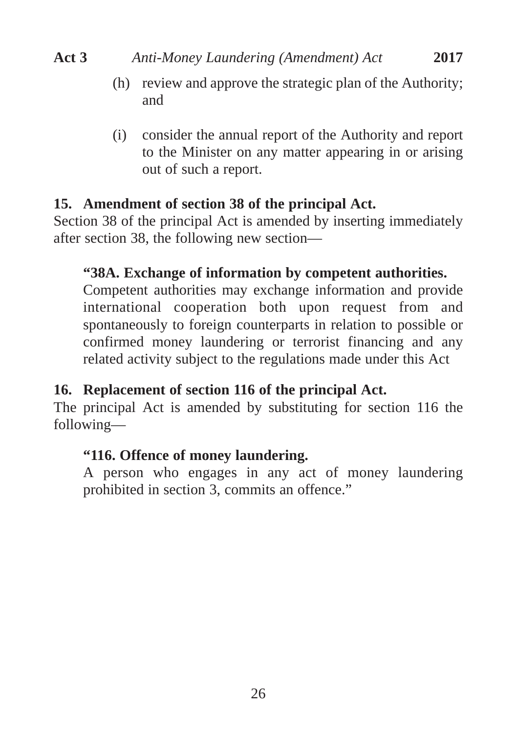(h) review and approve the strategic plan of the Authority; and

(i) consider the annual report of the Authority and report to the Minister on any matter appearing in or arising out of such a report.

**15. Amendment of section 38 of the principal Act.**

Section 38 of the principal Act is amended by inserting immediately after section 38, the following new section—

> **"38A. Exchange of information by competent authorities.**
>
> Competent authorities may exchange information and provide international cooperation both upon request from and spontaneously to foreign counterparts in relation to possible or confirmed money laundering or terrorist financing and any related activity subject to the regulations made under this Act

**16. Replacement of section 116 of the principal Act.**

The principal Act is amended by substituting for section 116 the following—

> **"116. Offence of money laundering.**
>
> A person who engages in any act of money laundering prohibited in section 3, commits an offence."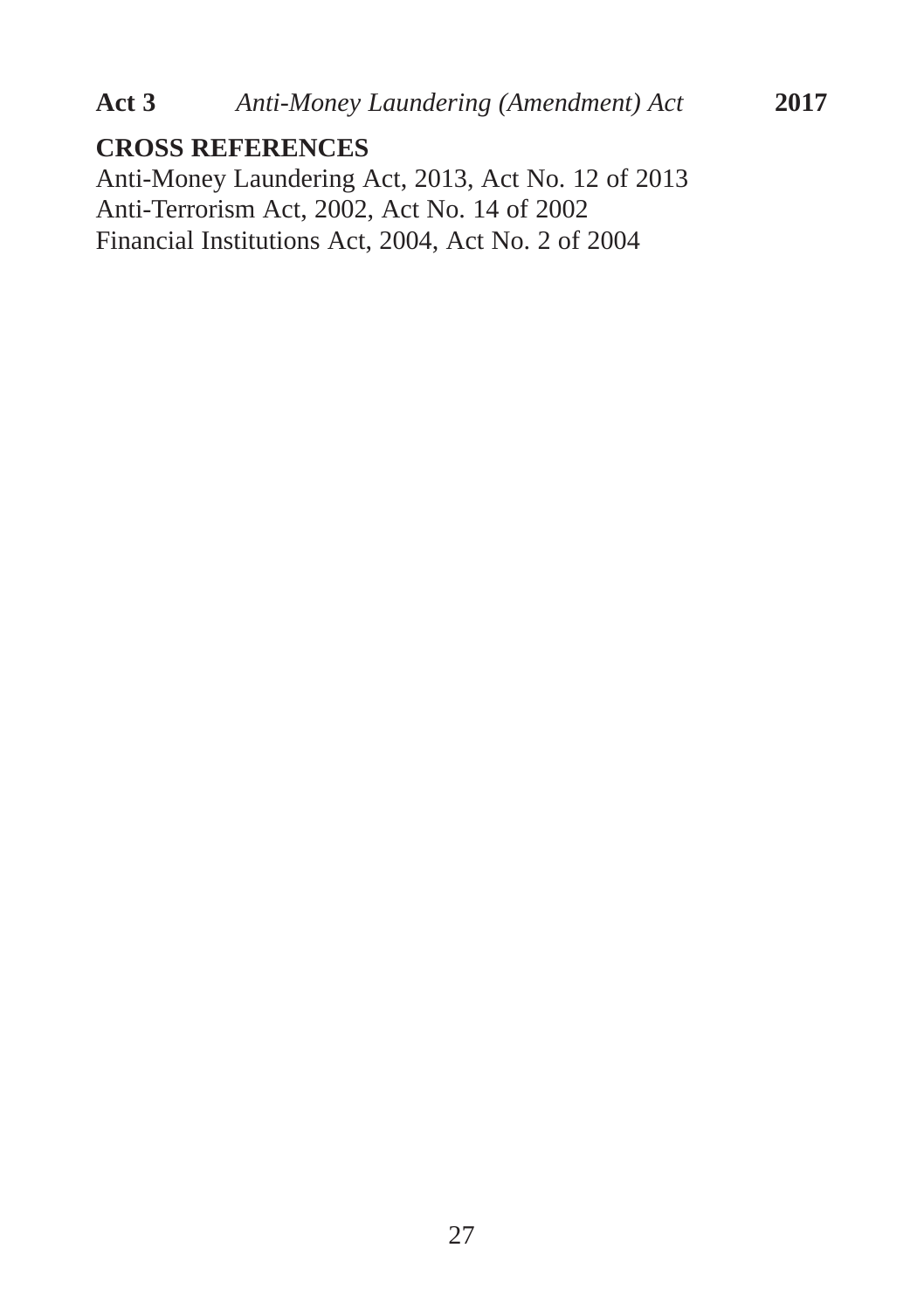## CROSS REFERENCES

Anti-Money Laundering Act, 2013, Act No. 12 of 2013
Anti-Terrorism Act, 2002, Act No. 14 of 2002
Financial Institutions Act, 2004, Act No. 2 of 2004